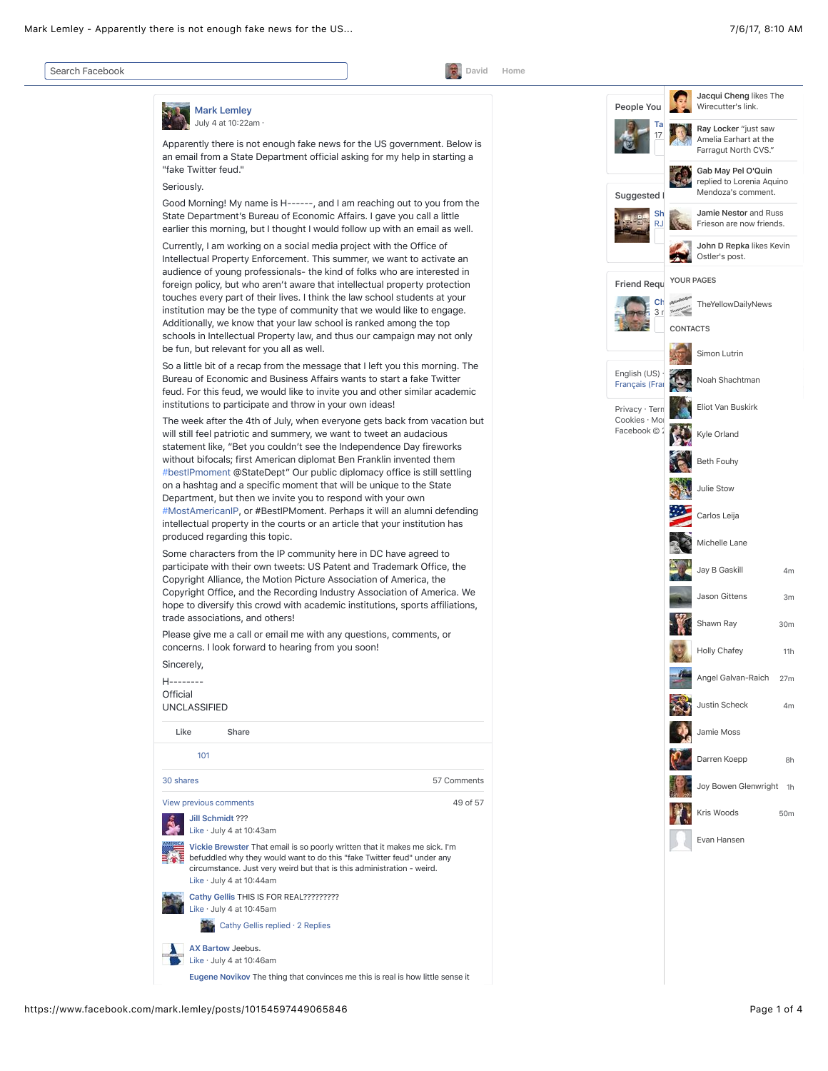**Mark Lemley**
July 4 at 10:22am ·

Apparently there is not enough fake news for the US government. Below is an email from a State Department official asking for my help in starting a "fake Twitter feud."

Seriously.

Good Morning! My name is H------, and I am reaching out to you from the State Department's Bureau of Economic Affairs. I gave you call a little earlier this morning, but I thought I would follow up with an email as well.

Currently, I am working on a social media project with the Office of Intellectual Property Enforcement. This summer, we want to activate an audience of young professionals- the kind of folks who are interested in foreign policy, but who aren't aware that intellectual property protection touches every part of their lives. I think the law school students at your institution may be the type of community that we would like to engage. Additionally, we know that your law school is ranked among the top schools in Intellectual Property law, and thus our campaign may not only be fun, but relevant for you all as well.

So a little bit of a recap from the message that I left you this morning. The Bureau of Economic and Business Affairs wants to start a fake Twitter feud. For this feud, we would like to invite you and other similar academic institutions to participate and throw in your own ideas!

The week after the 4th of July, when everyone gets back from vacation but will still feel patriotic and summery, we want to tweet an audacious statement like, "Bet you couldn't see the Independence Day fireworks without bifocals; first American diplomat Ben Franklin invented them #bestIPmoment @StateDept" Our public diplomacy office is still settling on a hashtag and a specific moment that will be unique to the State Department, but then we invite you to respond with your own #MostAmericanIP, or #BestIPMoment. Perhaps it will an alumni defending intellectual property in the courts or an article that your institution has produced regarding this topic.

Some characters from the IP community here in DC have agreed to participate with their own tweets: US Patent and Trademark Office, the Copyright Alliance, the Motion Picture Association of America, the Copyright Office, and the Recording Industry Association of America. We hope to diversify this crowd with academic institutions, sports affiliations, trade associations, and others!

Please give me a call or email me with any questions, comments, or concerns. I look forward to hearing from you soon!

Sincerely,

H--------
Official
UNCLASSIFIED

Like Share

101

30 shares 57 Comments

View previous comments 49 of 57

**Jill Schmidt** ???
Like · July 4 at 10:43am

**Vickie Brewster** That email is so poorly written that it makes me sick. I'm befuddled why they would want to do this "fake Twitter feud" under any circumstance. Just very weird but that is this administration - weird.
Like · July 4 at 10:44am

**Cathy Gellis** THIS IS FOR REAL?????????
Like · July 4 at 10:45am

Cathy Gellis replied · 2 Replies

**AX Bartow** Jeebus.
Like · July 4 at 10:46am

**Eugene Novikov** The thing that convinces me this is real is how little sense it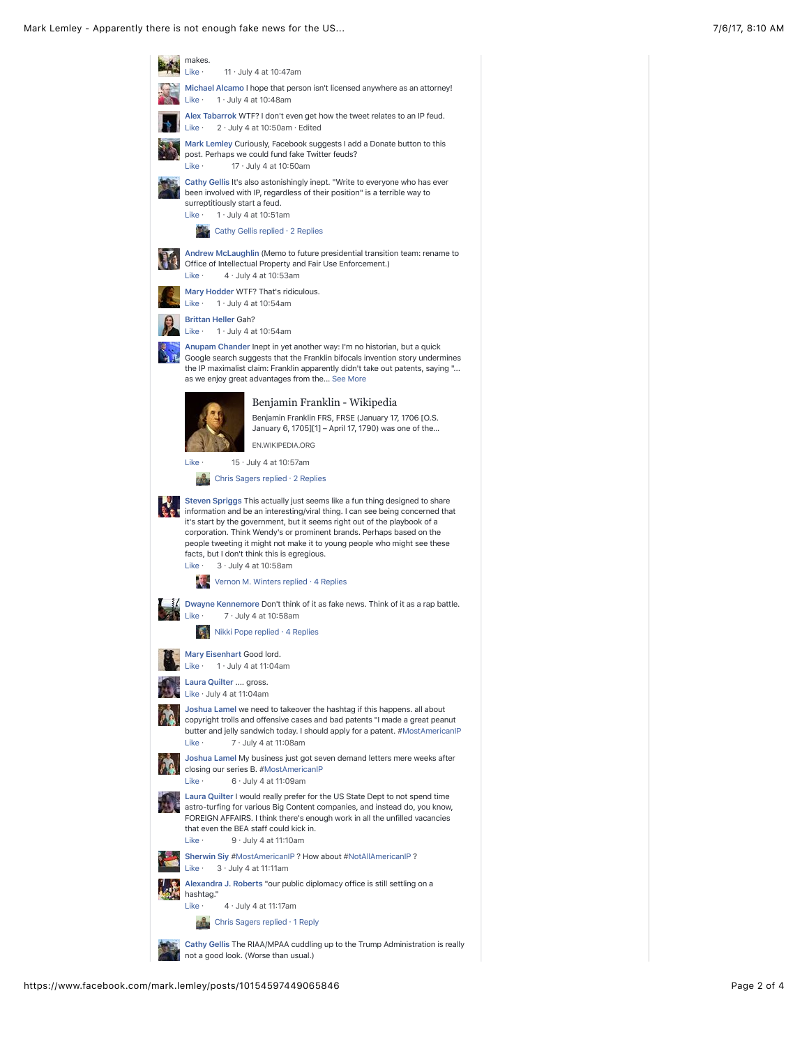makes.

Like · 11 · July 4 at 10:47am

**Michael Alcamo** I hope that person isn't licensed anywhere as an attorney!

Like · 1 · July 4 at 10:48am

**Alex Tabarrok** WTF? I don't even get how the tweet relates to an IP feud.

Like · 2 · July 4 at 10:50am · Edited

**Mark Lemley** Curiously, Facebook suggests I add a Donate button to this post. Perhaps we could fund fake Twitter feuds?

Like · 17 · July 4 at 10:50am

**Cathy Gellis** It's also astonishingly inept. "Write to everyone who has ever been involved with IP, regardless of their position" is a terrible way to surreptitiously start a feud.

Like · 1 · July 4 at 10:51am

Cathy Gellis replied · 2 Replies

**Andrew McLaughlin** (Memo to future presidential transition team: rename to Office of Intellectual Property and Fair Use Enforcement.)

Like · 4 · July 4 at 10:53am

**Mary Hodder** WTF? That's ridiculous.

Like · 1 · July 4 at 10:54am

**Brittan Heller** Gah?

Like · 1 · July 4 at 10:54am

**Anupam Chander** Inept in yet another way: I'm no historian, but a quick Google search suggests that the Franklin bifocals invention story undermines the IP maximalist claim: Franklin apparently didn't take out patents, saying "... as we enjoy great advantages from the... See More

Benjamin Franklin - Wikipedia

Benjamin Franklin FRS, FRSE (January 17, 1706 [O.S. January 6, 1705][1] – April 17, 1790) was one of the...

EN.WIKIPEDIA.ORG

Like · 15 · July 4 at 10:57am

Chris Sagers replied · 2 Replies

**Steven Spriggs** This actually just seems like a fun thing designed to share information and be an interesting/viral thing. I can see being concerned that it's start by the government, but it seems right out of the playbook of a corporation. Think Wendy's or prominent brands. Perhaps based on the people tweeting it might not make it to young people who might see these facts, but I don't think this is egregious.

Like · 3 · July 4 at 10:58am

Vernon M. Winters replied · 4 Replies

**Dwayne Kennemore** Don't think of it as fake news. Think of it as a rap battle.

Like · 7 · July 4 at 10:58am

Nikki Pope replied · 4 Replies

**Mary Eisenhart** Good lord.

Like · 1 · July 4 at 11:04am

**Laura Quilter** .... gross.

Like · July 4 at 11:04am

**Joshua Lamel** we need to takeover the hashtag if this happens. all about copyright trolls and offensive cases and bad patents "I made a great peanut butter and jelly sandwich today. I should apply for a patent. #MostAmericanIP

Like · 7 · July 4 at 11:08am

**Joshua Lamel** My business just got seven demand letters mere weeks after closing our series B. #MostAmericanIP

Like · 6 · July 4 at 11:09am

**Laura Quilter** I would really prefer for the US State Dept to not spend time astro-turfing for various Big Content companies, and instead do, you know, FOREIGN AFFAIRS. I think there's enough work in all the unfilled vacancies that even the BEA staff could kick in.

Like · 9 · July 4 at 11:10am

**Sherwin Siy** #MostAmericanIP ? How about #NotAllAmericanIP ?

Like · 3 · July 4 at 11:11am

**Alexandra J. Roberts** "our public diplomacy office is still settling on a hashtag."

Like · 4 · July 4 at 11:17am

Chris Sagers replied · 1 Reply

**Cathy Gellis** The RIAA/MPAA cuddling up to the Trump Administration is really not a good look. (Worse than usual.)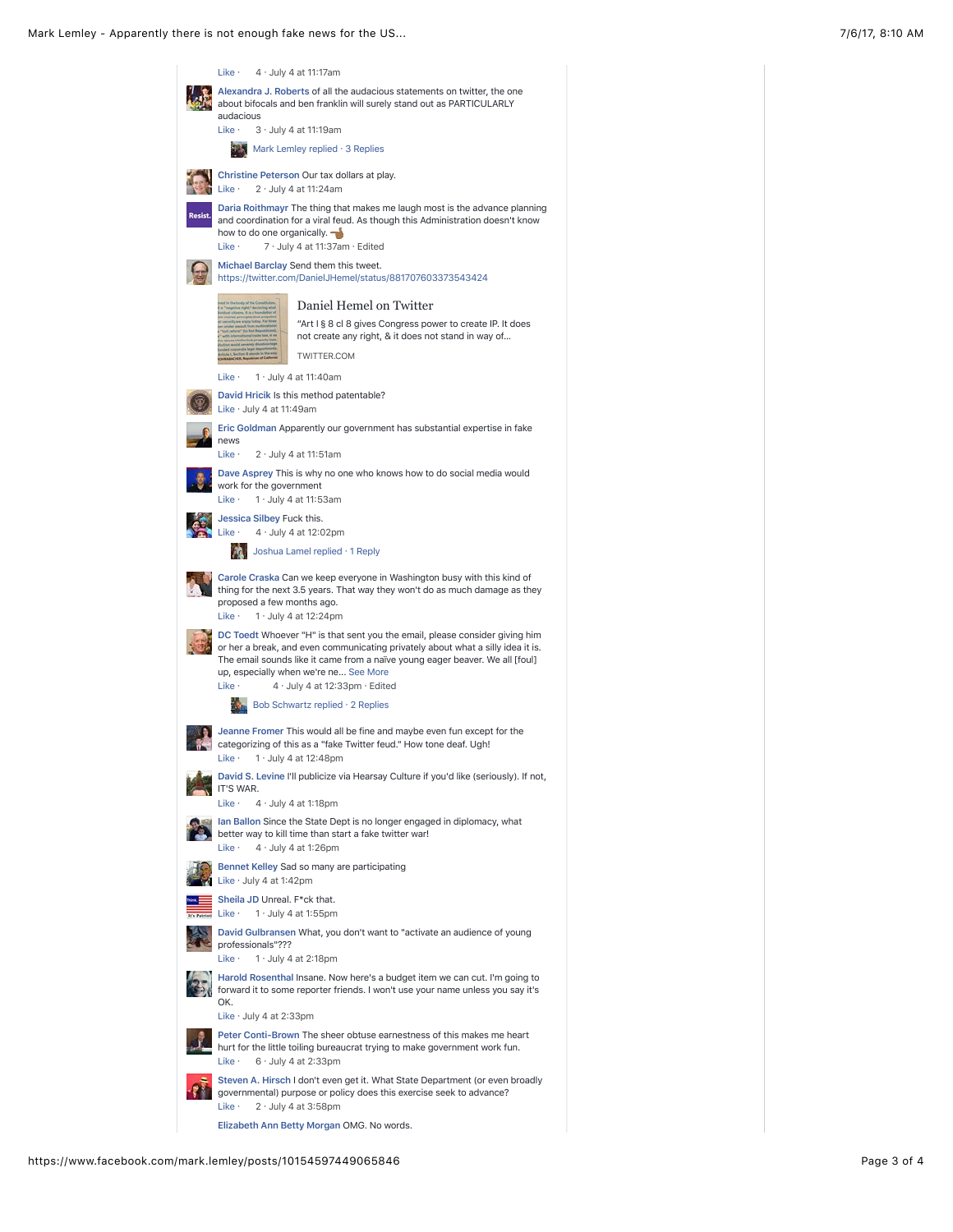Like · 4 · July 4 at 11:17am

**Alexandra J. Roberts** of all the audacious statements on twitter, the one about bifocals and ben franklin will surely stand out as PARTICULARLY audacious

Like · 3 · July 4 at 11:19am

Mark Lemley replied · 3 Replies

**Christine Peterson** Our tax dollars at play.

Like · 2 · July 4 at 11:24am

**Daria Roithmayr** The thing that makes me laugh most is the advance planning and coordination for a viral feud. As though this Administration doesn't know how to do one organically. 👈

Like · 7 · July 4 at 11:37am · Edited

**Michael Barclay** Send them this tweet.
https://twitter.com/DanielJHemel/status/881707603373543424

Daniel Hemel on Twitter

"Art I § 8 cl 8 gives Congress power to create IP. It does not create any right, & it does not stand in way of...

TWITTER.COM

Like · 1 · July 4 at 11:40am

**David Hricik** Is this method patentable?

Like · July 4 at 11:49am

**Eric Goldman** Apparently our government has substantial expertise in fake news

Like · 2 · July 4 at 11:51am

**Dave Asprey** This is why no one who knows how to do social media would work for the government

Like · 1 · July 4 at 11:53am

**Jessica Silbey** Fuck this.

Like · 4 · July 4 at 12:02pm

Joshua Lamel replied · 1 Reply

**Carole Craska** Can we keep everyone in Washington busy with this kind of thing for the next 3.5 years. That way they won't do as much damage as they proposed a few months ago.

Like · 1 · July 4 at 12:24pm

**DC Toedt** Whoever "H" is that sent you the email, please consider giving him or her a break, and even communicating privately about what a silly idea it is. The email sounds like it came from a naïve young eager beaver. We all [foul] up, especially when we're ne... See More

Like · 4 · July 4 at 12:33pm · Edited

Bob Schwartz replied · 2 Replies

**Jeanne Fromer** This would all be fine and maybe even fun except for the categorizing of this as a "fake Twitter feud." How tone deaf. Ugh!

Like · 1 · July 4 at 12:48pm

**David S. Levine** I'll publicize via Hearsay Culture if you'd like (seriously). If not, IT'S WAR.

Like · 4 · July 4 at 1:18pm

**Ian Ballon** Since the State Dept is no longer engaged in diplomacy, what better way to kill time than start a fake twitter war!

Like · 4 · July 4 at 1:26pm

**Bennet Kelley** Sad so many are participating

Like · July 4 at 1:42pm

**Sheila JD** Unreal. F*ck that.

Like · 1 · July 4 at 1:55pm

**David Gulbransen** What, you don't want to "activate an audience of young professionals"???

Like · 1 · July 4 at 2:18pm

**Harold Rosenthal** Insane. Now here's a budget item we can cut. I'm going to forward it to some reporter friends. I won't use your name unless you say it's OK.

Like · July 4 at 2:33pm

**Peter Conti-Brown** The sheer obtuse earnestness of this makes me heart hurt for the little toiling bureaucrat trying to make government work fun.

Like · 6 · July 4 at 2:33pm

**Steven A. Hirsch** I don't even get it. What State Department (or even broadly governmental) purpose or policy does this exercise seek to advance?

Like · 2 · July 4 at 3:58pm

**Elizabeth Ann Betty Morgan** OMG. No words.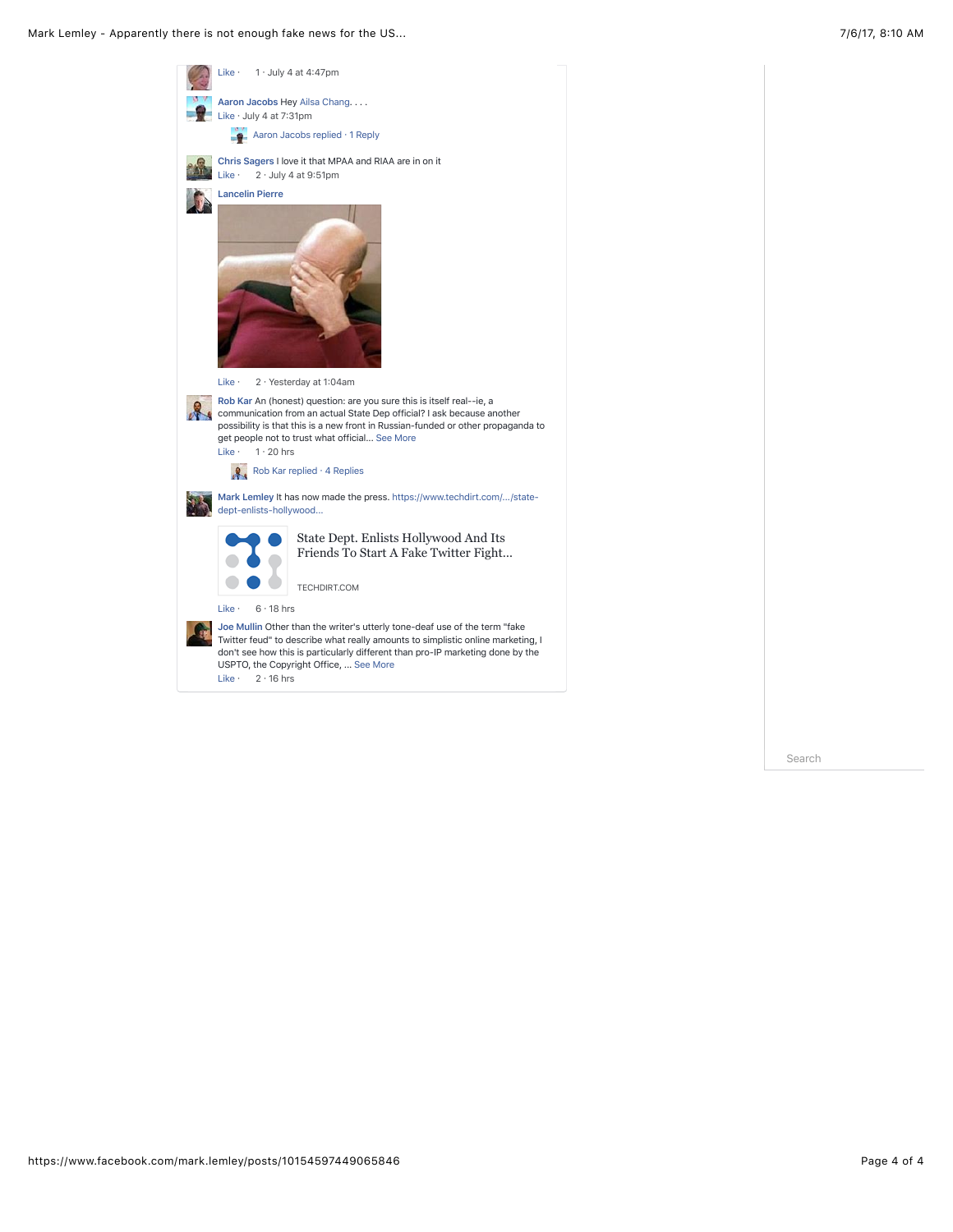Like · 1 · July 4 at 4:47pm

**Aaron Jacobs** Hey Ailsa Chang. . . .
Like · July 4 at 7:31pm

Aaron Jacobs replied · 1 Reply

**Chris Sagers** I love it that MPAA and RIAA are in on it
Like · 2 · July 4 at 9:51pm

**Lancelin Pierre**

Like · 2 · Yesterday at 1:04am

**Rob Kar** An (honest) question: are you sure this is itself real--ie, a communication from an actual State Dep official? I ask because another possibility is that this is a new front in Russian-funded or other propaganda to get people not to trust what official... See More
Like · 1 · 20 hrs

Rob Kar replied · 4 Replies

**Mark Lemley** It has now made the press. https://www.techdirt.com/.../state-dept-enlists-hollywood...

State Dept. Enlists Hollywood And Its Friends To Start A Fake Twitter Fight...

TECHDIRT.COM

Like · 6 · 18 hrs

**Joe Mullin** Other than the writer's utterly tone-deaf use of the term "fake Twitter feud" to describe what really amounts to simplistic online marketing, I don't see how this is particularly different than pro-IP marketing done by the USPTO, the Copyright Office, ... See More
Like · 2 · 16 hrs